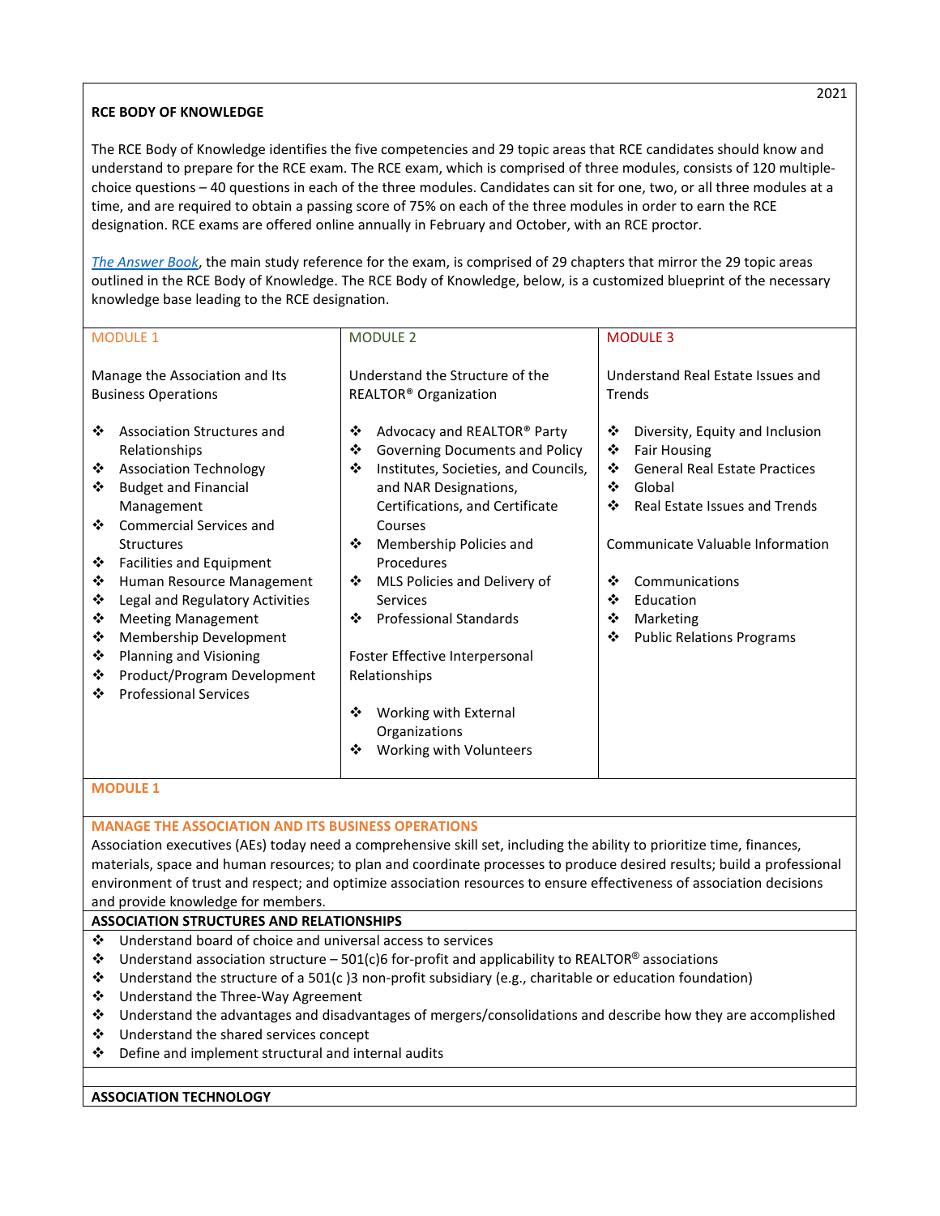2021

**RCE BODY OF KNOWLEDGE**

The RCE Body of Knowledge identifies the five competencies and 29 topic areas that RCE candidates should know and understand to prepare for the RCE exam. The RCE exam, which is comprised of three modules, consists of 120 multiple-choice questions – 40 questions in each of the three modules. Candidates can sit for one, two, or all three modules at a time, and are required to obtain a passing score of 75% on each of the three modules in order to earn the RCE designation. RCE exams are offered online annually in February and October, with an RCE proctor.

*The Answer Book*, the main study reference for the exam, is comprised of 29 chapters that mirror the 29 topic areas outlined in the RCE Body of Knowledge. The RCE Body of Knowledge, below, is a customized blueprint of the necessary knowledge base leading to the RCE designation.

| MODULE 1 | MODULE 2 | MODULE 3 |
|---|---|---|
| Manage the Association and Its Business Operations | Understand the Structure of the REALTOR® Organization | Understand Real Estate Issues and Trends |
| ❖ Association Structures and Relationships<br>❖ Association Technology<br>❖ Budget and Financial Management<br>❖ Commercial Services and Structures<br>❖ Facilities and Equipment<br>❖ Human Resource Management<br>❖ Legal and Regulatory Activities<br>❖ Meeting Management<br>❖ Membership Development<br>❖ Planning and Visioning<br>❖ Product/Program Development<br>❖ Professional Services | ❖ Advocacy and REALTOR® Party<br>❖ Governing Documents and Policy<br>❖ Institutes, Societies, and Councils, and NAR Designations, Certifications, and Certificate Courses<br>❖ Membership Policies and Procedures<br>❖ MLS Policies and Delivery of Services<br>❖ Professional Standards<br><br>Foster Effective Interpersonal Relationships<br><br>❖ Working with External Organizations<br>❖ Working with Volunteers | ❖ Diversity, Equity and Inclusion<br>❖ Fair Housing<br>❖ General Real Estate Practices<br>❖ Global<br>❖ Real Estate Issues and Trends<br><br>Communicate Valuable Information<br><br>❖ Communications<br>❖ Education<br>❖ Marketing<br>❖ Public Relations Programs |

## MODULE 1

### MANAGE THE ASSOCIATION AND ITS BUSINESS OPERATIONS

Association executives (AEs) today need a comprehensive skill set, including the ability to prioritize time, finances, materials, space and human resources; to plan and coordinate processes to produce desired results; build a professional environment of trust and respect; and optimize association resources to ensure effectiveness of association decisions and provide knowledge for members.

**ASSOCIATION STRUCTURES AND RELATIONSHIPS**

- ❖ Understand board of choice and universal access to services
- ❖ Understand association structure – 501(c)6 for-profit and applicability to REALTOR® associations
- ❖ Understand the structure of a 501(c )3 non-profit subsidiary (e.g., charitable or education foundation)
- ❖ Understand the Three-Way Agreement
- ❖ Understand the advantages and disadvantages of mergers/consolidations and describe how they are accomplished
- ❖ Understand the shared services concept
- ❖ Define and implement structural and internal audits

**ASSOCIATION TECHNOLOGY**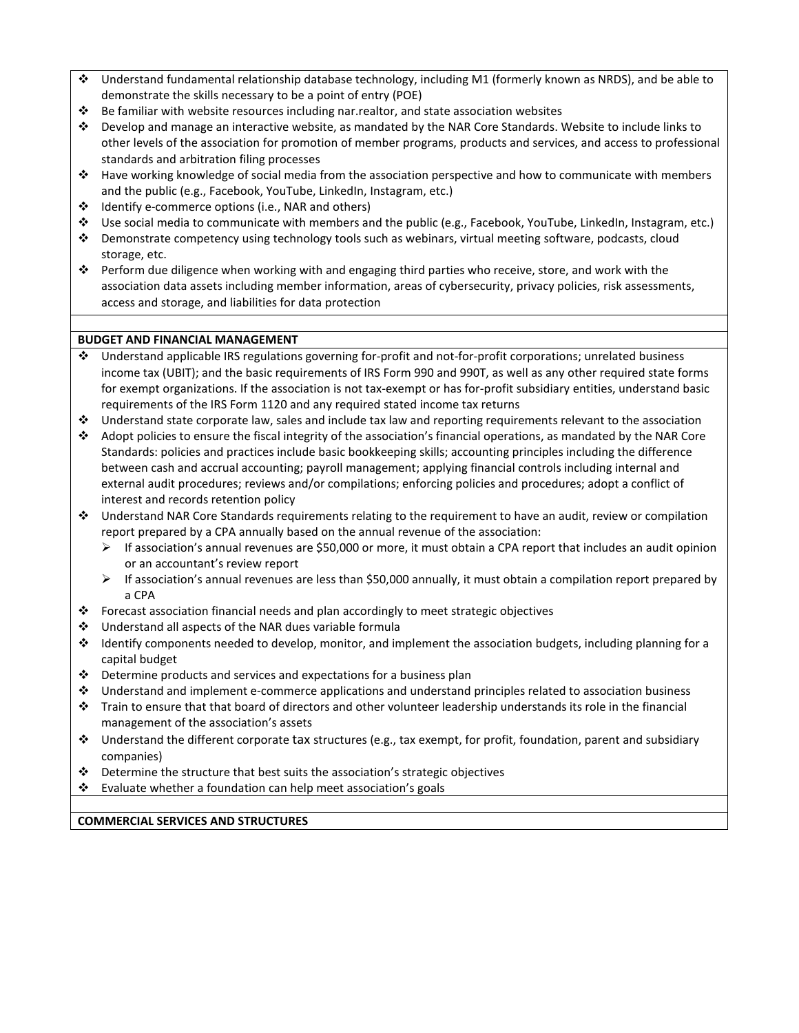- Understand fundamental relationship database technology, including M1 (formerly known as NRDS), and be able to demonstrate the skills necessary to be a point of entry (POE)
- Be familiar with website resources including nar.realtor, and state association websites
- Develop and manage an interactive website, as mandated by the NAR Core Standards. Website to include links to other levels of the association for promotion of member programs, products and services, and access to professional standards and arbitration filing processes
- Have working knowledge of social media from the association perspective and how to communicate with members and the public (e.g., Facebook, YouTube, LinkedIn, Instagram, etc.)
- Identify e-commerce options (i.e., NAR and others)
- Use social media to communicate with members and the public (e.g., Facebook, YouTube, LinkedIn, Instagram, etc.)
- Demonstrate competency using technology tools such as webinars, virtual meeting software, podcasts, cloud storage, etc.
- Perform due diligence when working with and engaging third parties who receive, store, and work with the association data assets including member information, areas of cybersecurity, privacy policies, risk assessments, access and storage, and liabilities for data protection

**BUDGET AND FINANCIAL MANAGEMENT**

- Understand applicable IRS regulations governing for-profit and not-for-profit corporations; unrelated business income tax (UBIT); and the basic requirements of IRS Form 990 and 990T, as well as any other required state forms for exempt organizations. If the association is not tax-exempt or has for-profit subsidiary entities, understand basic requirements of the IRS Form 1120 and any required stated income tax returns
- Understand state corporate law, sales and include tax law and reporting requirements relevant to the association
- Adopt policies to ensure the fiscal integrity of the association's financial operations, as mandated by the NAR Core Standards: policies and practices include basic bookkeeping skills; accounting principles including the difference between cash and accrual accounting; payroll management; applying financial controls including internal and external audit procedures; reviews and/or compilations; enforcing policies and procedures; adopt a conflict of interest and records retention policy
- Understand NAR Core Standards requirements relating to the requirement to have an audit, review or compilation report prepared by a CPA annually based on the annual revenue of the association:
  - If association's annual revenues are $50,000 or more, it must obtain a CPA report that includes an audit opinion or an accountant's review report
  - If association's annual revenues are less than $50,000 annually, it must obtain a compilation report prepared by a CPA
- Forecast association financial needs and plan accordingly to meet strategic objectives
- Understand all aspects of the NAR dues variable formula
- Identify components needed to develop, monitor, and implement the association budgets, including planning for a capital budget
- Determine products and services and expectations for a business plan
- Understand and implement e-commerce applications and understand principles related to association business
- Train to ensure that that board of directors and other volunteer leadership understands its role in the financial management of the association's assets
- Understand the different corporate tax structures (e.g., tax exempt, for profit, foundation, parent and subsidiary companies)
- Determine the structure that best suits the association's strategic objectives
- Evaluate whether a foundation can help meet association's goals

**COMMERCIAL SERVICES AND STRUCTURES**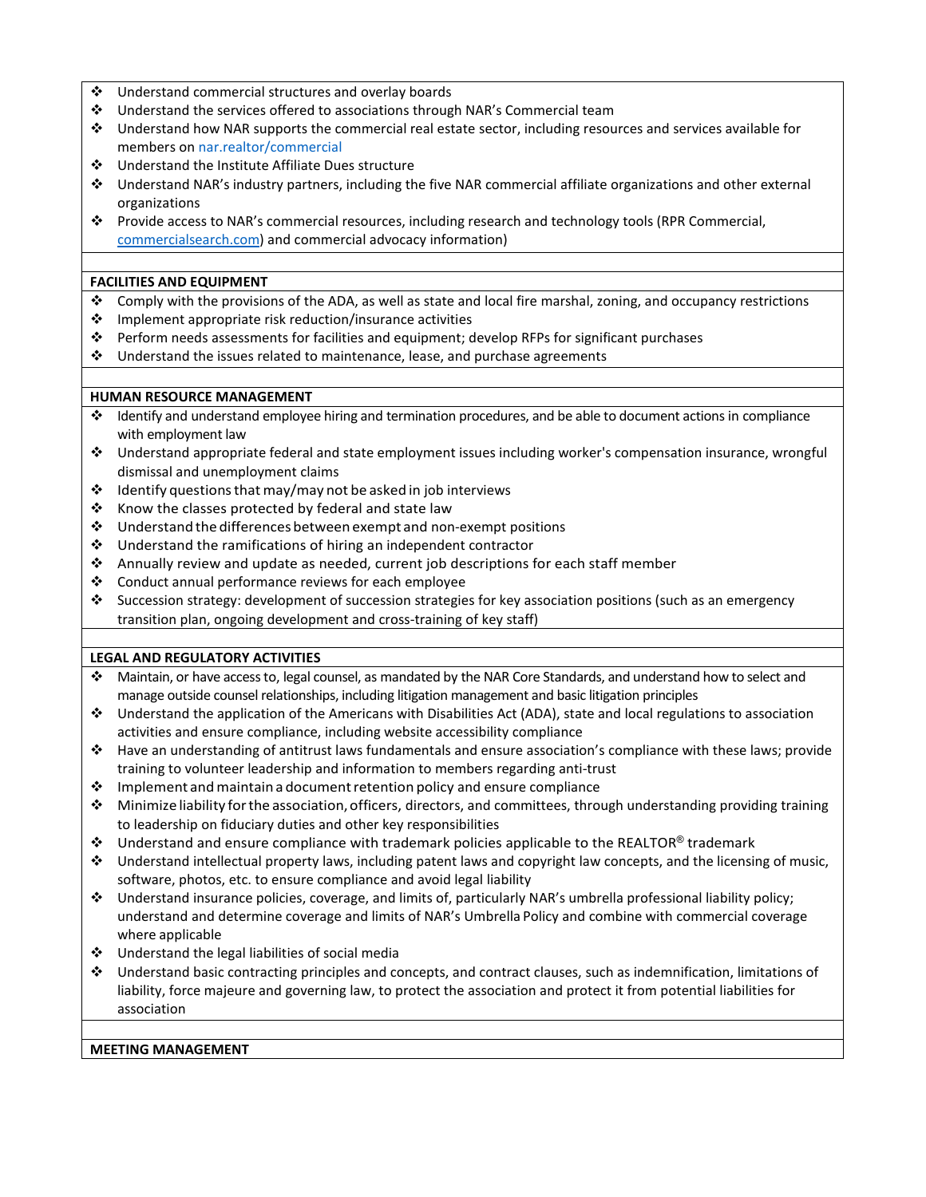- ❖ Understand commercial structures and overlay boards
- ❖ Understand the services offered to associations through NAR's Commercial team
- ❖ Understand how NAR supports the commercial real estate sector, including resources and services available for members on nar.realtor/commercial
- ❖ Understand the Institute Affiliate Dues structure
- ❖ Understand NAR's industry partners, including the five NAR commercial affiliate organizations and other external organizations
- ❖ Provide access to NAR's commercial resources, including research and technology tools (RPR Commercial, commercialsearch.com) and commercial advocacy information)

**FACILITIES AND EQUIPMENT**

- ❖ Comply with the provisions of the ADA, as well as state and local fire marshal, zoning, and occupancy restrictions
- ❖ Implement appropriate risk reduction/insurance activities
- ❖ Perform needs assessments for facilities and equipment; develop RFPs for significant purchases
- ❖ Understand the issues related to maintenance, lease, and purchase agreements

**HUMAN RESOURCE MANAGEMENT**

- ❖ Identify and understand employee hiring and termination procedures, and be able to document actions in compliance with employment law
- ❖ Understand appropriate federal and state employment issues including worker's compensation insurance, wrongful dismissal and unemployment claims
- ❖ Identify questions that may/may not be asked in job interviews
- ❖ Know the classes protected by federal and state law
- ❖ Understand the differences between exempt and non-exempt positions
- ❖ Understand the ramifications of hiring an independent contractor
- ❖ Annually review and update as needed, current job descriptions for each staff member
- ❖ Conduct annual performance reviews for each employee
- ❖ Succession strategy: development of succession strategies for key association positions (such as an emergency transition plan, ongoing development and cross-training of key staff)

**LEGAL AND REGULATORY ACTIVITIES**

- ❖ Maintain, or have access to, legal counsel, as mandated by the NAR Core Standards, and understand how to select and manage outside counsel relationships, including litigation management and basic litigation principles
- ❖ Understand the application of the Americans with Disabilities Act (ADA), state and local regulations to association activities and ensure compliance, including website accessibility compliance
- ❖ Have an understanding of antitrust laws fundamentals and ensure association's compliance with these laws; provide training to volunteer leadership and information to members regarding anti-trust
- ❖ Implement and maintain a document retention policy and ensure compliance
- ❖ Minimize liability for the association, officers, directors, and committees, through understanding providing training to leadership on fiduciary duties and other key responsibilities
- ❖ Understand and ensure compliance with trademark policies applicable to the REALTOR® trademark
- ❖ Understand intellectual property laws, including patent laws and copyright law concepts, and the licensing of music, software, photos, etc. to ensure compliance and avoid legal liability
- ❖ Understand insurance policies, coverage, and limits of, particularly NAR's umbrella professional liability policy; understand and determine coverage and limits of NAR's Umbrella Policy and combine with commercial coverage where applicable
- ❖ Understand the legal liabilities of social media
- ❖ Understand basic contracting principles and concepts, and contract clauses, such as indemnification, limitations of liability, force majeure and governing law, to protect the association and protect it from potential liabilities for association

**MEETING MANAGEMENT**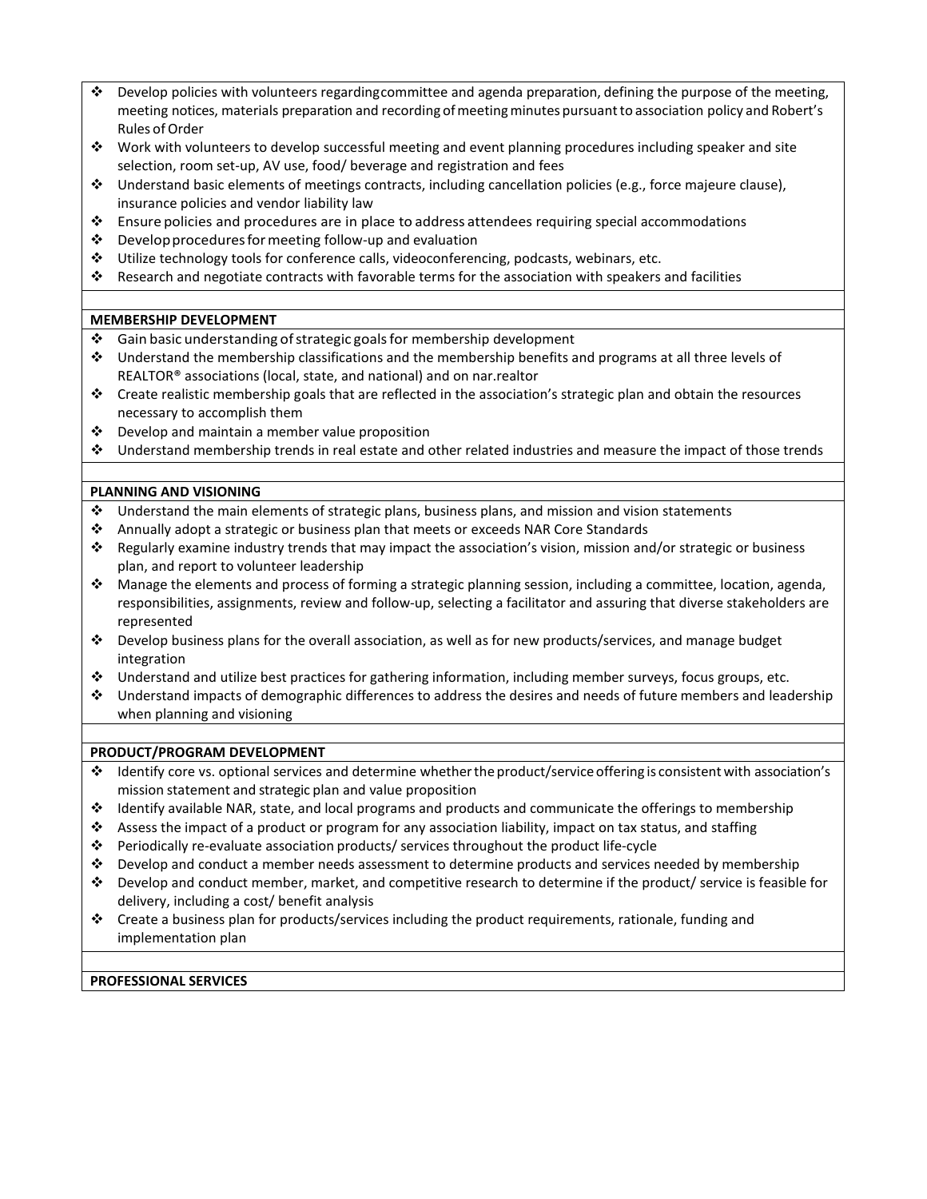- Develop policies with volunteers regarding committee and agenda preparation, defining the purpose of the meeting, meeting notices, materials preparation and recording of meeting minutes pursuant to association policy and Robert's Rules of Order
- Work with volunteers to develop successful meeting and event planning procedures including speaker and site selection, room set-up, AV use, food/ beverage and registration and fees
- Understand basic elements of meetings contracts, including cancellation policies (e.g., force majeure clause), insurance policies and vendor liability law
- Ensure policies and procedures are in place to address attendees requiring special accommodations
- Develop procedures for meeting follow-up and evaluation
- Utilize technology tools for conference calls, videoconferencing, podcasts, webinars, etc.
- Research and negotiate contracts with favorable terms for the association with speakers and facilities

**MEMBERSHIP DEVELOPMENT**

- Gain basic understanding of strategic goals for membership development
- Understand the membership classifications and the membership benefits and programs at all three levels of REALTOR® associations (local, state, and national) and on nar.realtor
- Create realistic membership goals that are reflected in the association's strategic plan and obtain the resources necessary to accomplish them
- Develop and maintain a member value proposition
- Understand membership trends in real estate and other related industries and measure the impact of those trends

**PLANNING AND VISIONING**

- Understand the main elements of strategic plans, business plans, and mission and vision statements
- Annually adopt a strategic or business plan that meets or exceeds NAR Core Standards
- Regularly examine industry trends that may impact the association's vision, mission and/or strategic or business plan, and report to volunteer leadership
- Manage the elements and process of forming a strategic planning session, including a committee, location, agenda, responsibilities, assignments, review and follow-up, selecting a facilitator and assuring that diverse stakeholders are represented
- Develop business plans for the overall association, as well as for new products/services, and manage budget integration
- Understand and utilize best practices for gathering information, including member surveys, focus groups, etc.
- Understand impacts of demographic differences to address the desires and needs of future members and leadership when planning and visioning

**PRODUCT/PROGRAM DEVELOPMENT**

- Identify core vs. optional services and determine whether the product/service offering is consistent with association's mission statement and strategic plan and value proposition
- Identify available NAR, state, and local programs and products and communicate the offerings to membership
- Assess the impact of a product or program for any association liability, impact on tax status, and staffing
- Periodically re-evaluate association products/ services throughout the product life-cycle
- Develop and conduct a member needs assessment to determine products and services needed by membership
- Develop and conduct member, market, and competitive research to determine if the product/ service is feasible for delivery, including a cost/ benefit analysis
- Create a business plan for products/services including the product requirements, rationale, funding and implementation plan

**PROFESSIONAL SERVICES**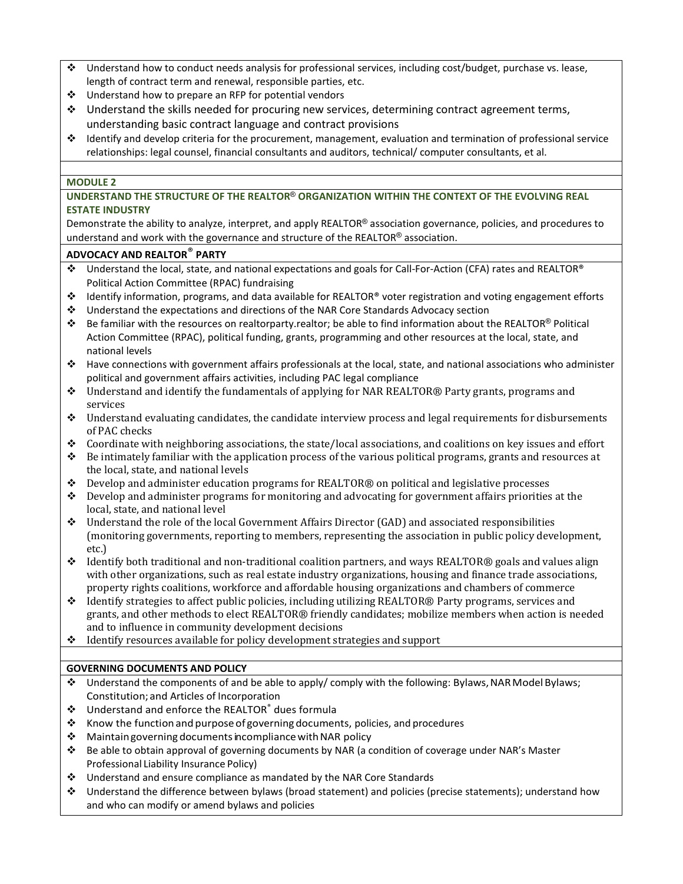- Understand how to conduct needs analysis for professional services, including cost/budget, purchase vs. lease, length of contract term and renewal, responsible parties, etc.
- Understand how to prepare an RFP for potential vendors
- Understand the skills needed for procuring new services, determining contract agreement terms, understanding basic contract language and contract provisions
- Identify and develop criteria for the procurement, management, evaluation and termination of professional service relationships: legal counsel, financial consultants and auditors, technical/ computer consultants, et al.

## MODULE 2

### UNDERSTAND THE STRUCTURE OF THE REALTOR® ORGANIZATION WITHIN THE CONTEXT OF THE EVOLVING REAL ESTATE INDUSTRY

Demonstrate the ability to analyze, interpret, and apply REALTOR® association governance, policies, and procedures to understand and work with the governance and structure of the REALTOR® association.

### ADVOCACY AND REALTOR® PARTY

- Understand the local, state, and national expectations and goals for Call-For-Action (CFA) rates and REALTOR® Political Action Committee (RPAC) fundraising
- Identify information, programs, and data available for REALTOR® voter registration and voting engagement efforts
- Understand the expectations and directions of the NAR Core Standards Advocacy section
- Be familiar with the resources on realtorparty.realtor; be able to find information about the REALTOR® Political Action Committee (RPAC), political funding, grants, programming and other resources at the local, state, and national levels
- Have connections with government affairs professionals at the local, state, and national associations who administer political and government affairs activities, including PAC legal compliance
- Understand and identify the fundamentals of applying for NAR REALTOR® Party grants, programs and services
- Understand evaluating candidates, the candidate interview process and legal requirements for disbursements of PAC checks
- Coordinate with neighboring associations, the state/local associations, and coalitions on key issues and effort
- Be intimately familiar with the application process of the various political programs, grants and resources at the local, state, and national levels
- Develop and administer education programs for REALTOR® on political and legislative processes
- Develop and administer programs for monitoring and advocating for government affairs priorities at the local, state, and national level
- Understand the role of the local Government Affairs Director (GAD) and associated responsibilities (monitoring governments, reporting to members, representing the association in public policy development, etc.)
- Identify both traditional and non-traditional coalition partners, and ways REALTOR® goals and values align with other organizations, such as real estate industry organizations, housing and finance trade associations, property rights coalitions, workforce and affordable housing organizations and chambers of commerce
- Identify strategies to affect public policies, including utilizing REALTOR® Party programs, services and grants, and other methods to elect REALTOR® friendly candidates; mobilize members when action is needed and to influence in community development decisions
- Identify resources available for policy development strategies and support

### GOVERNING DOCUMENTS AND POLICY

- Understand the components of and be able to apply/ comply with the following: Bylaws, NAR Model Bylaws; Constitution; and Articles of Incorporation
- Understand and enforce the REALTOR® dues formula
- Know the function and purpose of governing documents, policies, and procedures
- Maintain governing documents in compliance with NAR policy
- Be able to obtain approval of governing documents by NAR (a condition of coverage under NAR's Master Professional Liability Insurance Policy)
- Understand and ensure compliance as mandated by the NAR Core Standards
- Understand the difference between bylaws (broad statement) and policies (precise statements); understand how and who can modify or amend bylaws and policies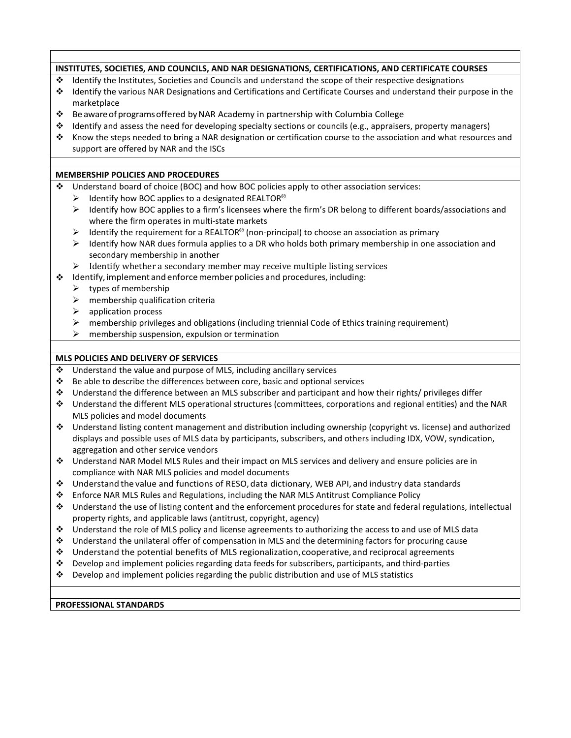**INSTITUTES, SOCIETIES, AND COUNCILS, AND NAR DESIGNATIONS, CERTIFICATIONS, AND CERTIFICATE COURSES**

- Identify the Institutes, Societies and Councils and understand the scope of their respective designations
- Identify the various NAR Designations and Certifications and Certificate Courses and understand their purpose in the marketplace
- Be aware of programs offered by NAR Academy in partnership with Columbia College
- Identify and assess the need for developing specialty sections or councils (e.g., appraisers, property managers)
- Know the steps needed to bring a NAR designation or certification course to the association and what resources and support are offered by NAR and the ISCs

**MEMBERSHIP POLICIES AND PROCEDURES**

- Understand board of choice (BOC) and how BOC policies apply to other association services:
  - Identify how BOC applies to a designated REALTOR®
  - Identify how BOC applies to a firm's licensees where the firm's DR belong to different boards/associations and where the firm operates in multi-state markets
  - Identify the requirement for a REALTOR® (non-principal) to choose an association as primary
  - Identify how NAR dues formula applies to a DR who holds both primary membership in one association and secondary membership in another
  - Identify whether a secondary member may receive multiple listing services
- Identify, implement and enforce member policies and procedures, including:
  - types of membership
  - membership qualification criteria
  - application process
  - membership privileges and obligations (including triennial Code of Ethics training requirement)
  - membership suspension, expulsion or termination

**MLS POLICIES AND DELIVERY OF SERVICES**

- Understand the value and purpose of MLS, including ancillary services
- Be able to describe the differences between core, basic and optional services
- Understand the difference between an MLS subscriber and participant and how their rights/ privileges differ
- Understand the different MLS operational structures (committees, corporations and regional entities) and the NAR MLS policies and model documents
- Understand listing content management and distribution including ownership (copyright vs. license) and authorized displays and possible uses of MLS data by participants, subscribers, and others including IDX, VOW, syndication, aggregation and other service vendors
- Understand NAR Model MLS Rules and their impact on MLS services and delivery and ensure policies are in compliance with NAR MLS policies and model documents
- Understand the value and functions of RESO, data dictionary, WEB API, and industry data standards
- Enforce NAR MLS Rules and Regulations, including the NAR MLS Antitrust Compliance Policy
- Understand the use of listing content and the enforcement procedures for state and federal regulations, intellectual property rights, and applicable laws (antitrust, copyright, agency)
- Understand the role of MLS policy and license agreements to authorizing the access to and use of MLS data
- Understand the unilateral offer of compensation in MLS and the determining factors for procuring cause
- Understand the potential benefits of MLS regionalization, cooperative, and reciprocal agreements
- Develop and implement policies regarding data feeds for subscribers, participants, and third-parties
- Develop and implement policies regarding the public distribution and use of MLS statistics

**PROFESSIONAL STANDARDS**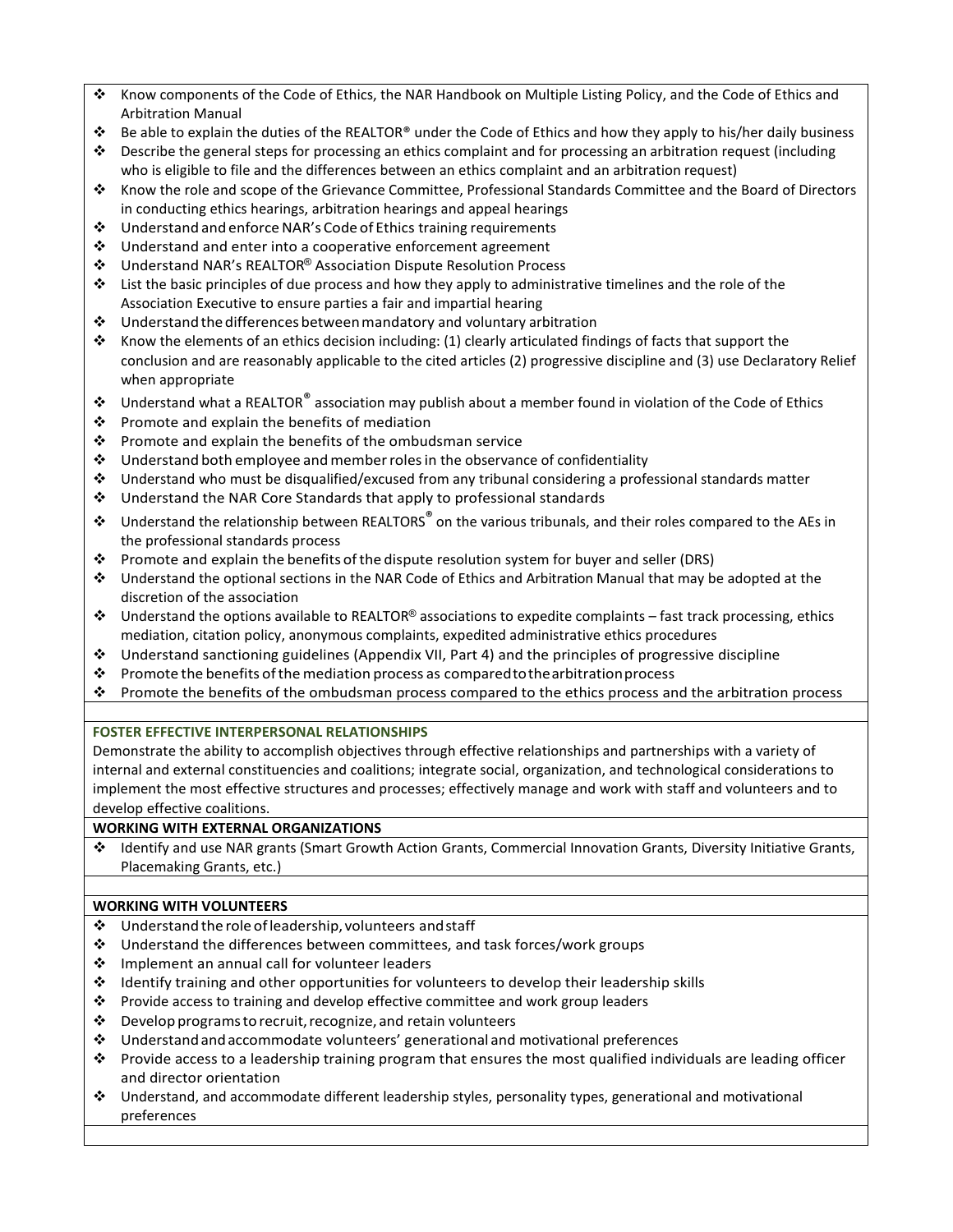- Know components of the Code of Ethics, the NAR Handbook on Multiple Listing Policy, and the Code of Ethics and Arbitration Manual
- Be able to explain the duties of the REALTOR® under the Code of Ethics and how they apply to his/her daily business
- Describe the general steps for processing an ethics complaint and for processing an arbitration request (including who is eligible to file and the differences between an ethics complaint and an arbitration request)
- Know the role and scope of the Grievance Committee, Professional Standards Committee and the Board of Directors in conducting ethics hearings, arbitration hearings and appeal hearings
- Understand and enforce NAR's Code of Ethics training requirements
- Understand and enter into a cooperative enforcement agreement
- Understand NAR's REALTOR® Association Dispute Resolution Process
- List the basic principles of due process and how they apply to administrative timelines and the role of the Association Executive to ensure parties a fair and impartial hearing
- Understand the differences between mandatory and voluntary arbitration
- Know the elements of an ethics decision including: (1) clearly articulated findings of facts that support the conclusion and are reasonably applicable to the cited articles (2) progressive discipline and (3) use Declaratory Relief when appropriate
- Understand what a REALTOR® association may publish about a member found in violation of the Code of Ethics
- Promote and explain the benefits of mediation
- Promote and explain the benefits of the ombudsman service
- Understand both employee and member roles in the observance of confidentiality
- Understand who must be disqualified/excused from any tribunal considering a professional standards matter
- Understand the NAR Core Standards that apply to professional standards
- Understand the relationship between REALTORS® on the various tribunals, and their roles compared to the AEs in the professional standards process
- Promote and explain the benefits of the dispute resolution system for buyer and seller (DRS)
- Understand the optional sections in the NAR Code of Ethics and Arbitration Manual that may be adopted at the discretion of the association
- Understand the options available to REALTOR® associations to expedite complaints – fast track processing, ethics mediation, citation policy, anonymous complaints, expedited administrative ethics procedures
- Understand sanctioning guidelines (Appendix VII, Part 4) and the principles of progressive discipline
- Promote the benefits of the mediation process as compared to the arbitration process
- Promote the benefits of the ombudsman process compared to the ethics process and the arbitration process

**FOSTER EFFECTIVE INTERPERSONAL RELATIONSHIPS**

Demonstrate the ability to accomplish objectives through effective relationships and partnerships with a variety of internal and external constituencies and coalitions; integrate social, organization, and technological considerations to implement the most effective structures and processes; effectively manage and work with staff and volunteers and to develop effective coalitions.

**WORKING WITH EXTERNAL ORGANIZATIONS**

- Identify and use NAR grants (Smart Growth Action Grants, Commercial Innovation Grants, Diversity Initiative Grants, Placemaking Grants, etc.)

**WORKING WITH VOLUNTEERS**

- Understand the role of leadership, volunteers and staff
- Understand the differences between committees, and task forces/work groups
- Implement an annual call for volunteer leaders
- Identify training and other opportunities for volunteers to develop their leadership skills
- Provide access to training and develop effective committee and work group leaders
- Develop programs to recruit, recognize, and retain volunteers
- Understand and accommodate volunteers' generational and motivational preferences
- Provide access to a leadership training program that ensures the most qualified individuals are leading officer and director orientation
- Understand, and accommodate different leadership styles, personality types, generational and motivational preferences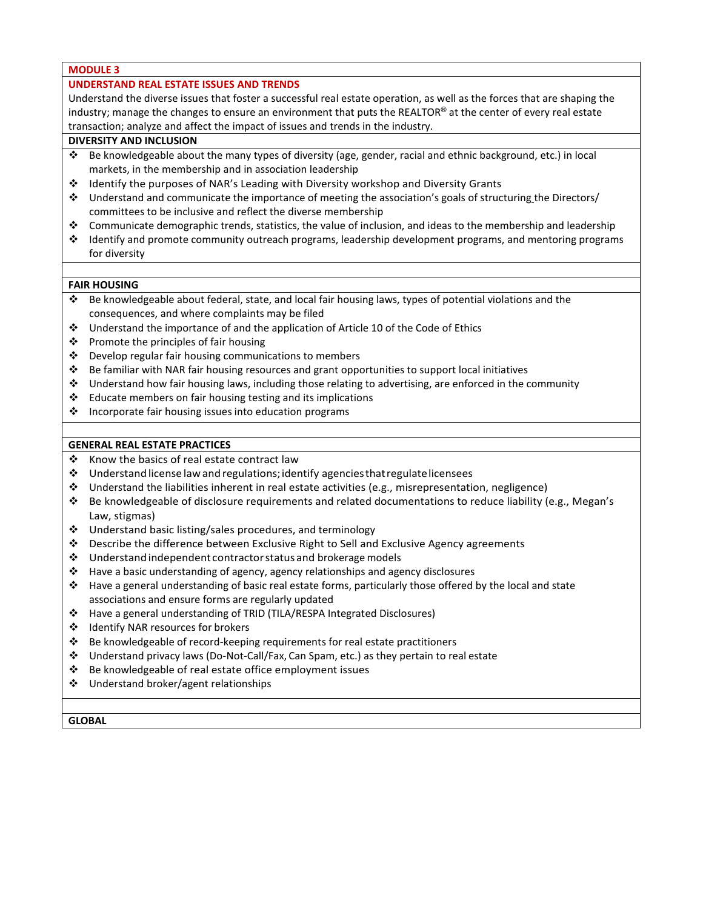## MODULE 3

## UNDERSTAND REAL ESTATE ISSUES AND TRENDS

Understand the diverse issues that foster a successful real estate operation, as well as the forces that are shaping the industry; manage the changes to ensure an environment that puts the REALTOR® at the center of every real estate transaction; analyze and affect the impact of issues and trends in the industry.

### DIVERSITY AND INCLUSION

- Be knowledgeable about the many types of diversity (age, gender, racial and ethnic background, etc.) in local markets, in the membership and in association leadership
- Identify the purposes of NAR's Leading with Diversity workshop and Diversity Grants
- Understand and communicate the importance of meeting the association's goals of structuring the Directors/ committees to be inclusive and reflect the diverse membership
- Communicate demographic trends, statistics, the value of inclusion, and ideas to the membership and leadership
- Identify and promote community outreach programs, leadership development programs, and mentoring programs for diversity

### FAIR HOUSING

- Be knowledgeable about federal, state, and local fair housing laws, types of potential violations and the consequences, and where complaints may be filed
- Understand the importance of and the application of Article 10 of the Code of Ethics
- Promote the principles of fair housing
- Develop regular fair housing communications to members
- Be familiar with NAR fair housing resources and grant opportunities to support local initiatives
- Understand how fair housing laws, including those relating to advertising, are enforced in the community
- Educate members on fair housing testing and its implications
- Incorporate fair housing issues into education programs

### GENERAL REAL ESTATE PRACTICES

- Know the basics of real estate contract law
- Understand license law and regulations; identify agencies that regulate licensees
- Understand the liabilities inherent in real estate activities (e.g., misrepresentation, negligence)
- Be knowledgeable of disclosure requirements and related documentations to reduce liability (e.g., Megan's Law, stigmas)
- Understand basic listing/sales procedures, and terminology
- Describe the difference between Exclusive Right to Sell and Exclusive Agency agreements
- Understand independent contractor status and brokerage models
- Have a basic understanding of agency, agency relationships and agency disclosures
- Have a general understanding of basic real estate forms, particularly those offered by the local and state associations and ensure forms are regularly updated
- Have a general understanding of TRID (TILA/RESPA Integrated Disclosures)
- Identify NAR resources for brokers
- Be knowledgeable of record-keeping requirements for real estate practitioners
- Understand privacy laws (Do-Not-Call/Fax, Can Spam, etc.) as they pertain to real estate
- Be knowledgeable of real estate office employment issues
- Understand broker/agent relationships

### GLOBAL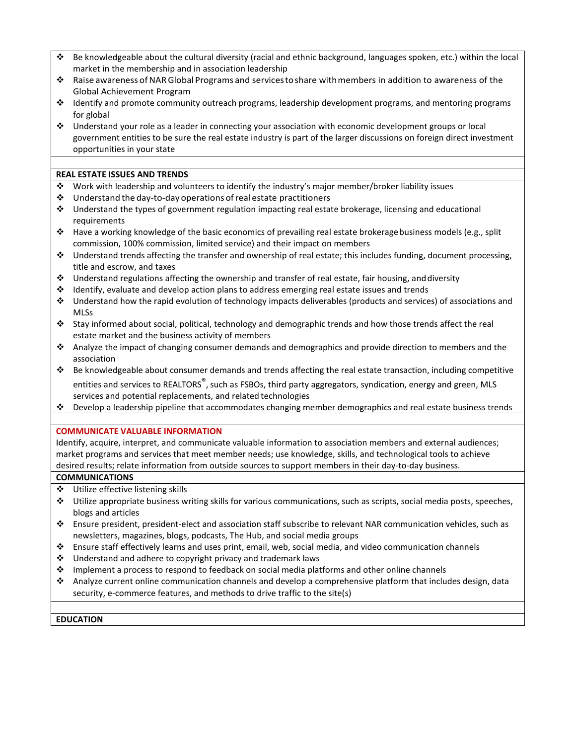- Be knowledgeable about the cultural diversity (racial and ethnic background, languages spoken, etc.) within the local market in the membership and in association leadership
- Raise awareness of NAR Global Programs and services to share with members in addition to awareness of the Global Achievement Program
- Identify and promote community outreach programs, leadership development programs, and mentoring programs for global
- Understand your role as a leader in connecting your association with economic development groups or local government entities to be sure the real estate industry is part of the larger discussions on foreign direct investment opportunities in your state

**REAL ESTATE ISSUES AND TRENDS**

- Work with leadership and volunteers to identify the industry's major member/broker liability issues
- Understand the day-to-day operations of real estate practitioners
- Understand the types of government regulation impacting real estate brokerage, licensing and educational requirements
- Have a working knowledge of the basic economics of prevailing real estate brokerage business models (e.g., split commission, 100% commission, limited service) and their impact on members
- Understand trends affecting the transfer and ownership of real estate; this includes funding, document processing, title and escrow, and taxes
- Understand regulations affecting the ownership and transfer of real estate, fair housing, and diversity
- Identify, evaluate and develop action plans to address emerging real estate issues and trends
- Understand how the rapid evolution of technology impacts deliverables (products and services) of associations and MLSs
- Stay informed about social, political, technology and demographic trends and how those trends affect the real estate market and the business activity of members
- Analyze the impact of changing consumer demands and demographics and provide direction to members and the association
- Be knowledgeable about consumer demands and trends affecting the real estate transaction, including competitive entities and services to REALTORS®, such as FSBOs, third party aggregators, syndication, energy and green, MLS services and potential replacements, and related technologies
- Develop a leadership pipeline that accommodates changing member demographics and real estate business trends

## COMMUNICATE VALUABLE INFORMATION

Identify, acquire, interpret, and communicate valuable information to association members and external audiences; market programs and services that meet member needs; use knowledge, skills, and technological tools to achieve desired results; relate information from outside sources to support members in their day-to-day business.

**COMMUNICATIONS**

- Utilize effective listening skills
- Utilize appropriate business writing skills for various communications, such as scripts, social media posts, speeches, blogs and articles
- Ensure president, president-elect and association staff subscribe to relevant NAR communication vehicles, such as newsletters, magazines, blogs, podcasts, The Hub, and social media groups
- Ensure staff effectively learns and uses print, email, web, social media, and video communication channels
- Understand and adhere to copyright privacy and trademark laws
- Implement a process to respond to feedback on social media platforms and other online channels
- Analyze current online communication channels and develop a comprehensive platform that includes design, data security, e-commerce features, and methods to drive traffic to the site(s)

**EDUCATION**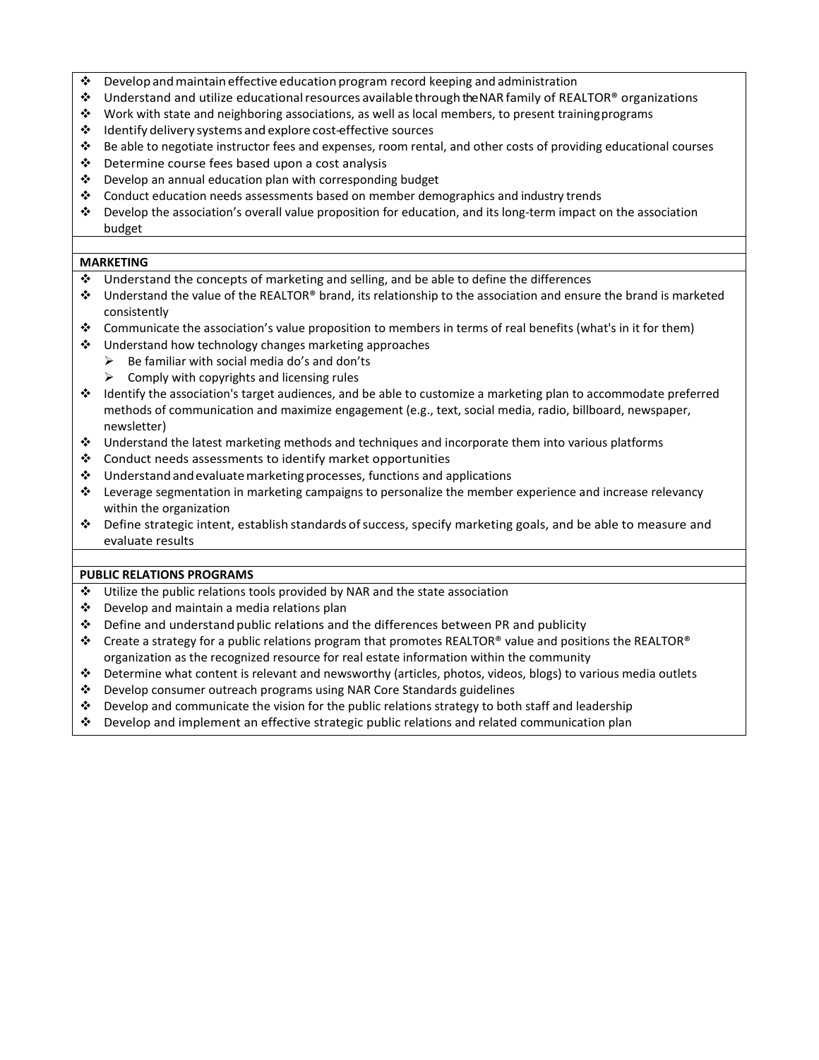- Develop and maintain effective education program record keeping and administration
- Understand and utilize educational resources available through the NAR family of REALTOR® organizations
- Work with state and neighboring associations, as well as local members, to present training programs
- Identify delivery systems and explore cost-effective sources
- Be able to negotiate instructor fees and expenses, room rental, and other costs of providing educational courses
- Determine course fees based upon a cost analysis
- Develop an annual education plan with corresponding budget
- Conduct education needs assessments based on member demographics and industry trends
- Develop the association's overall value proposition for education, and its long-term impact on the association budget

**MARKETING**

- Understand the concepts of marketing and selling, and be able to define the differences
- Understand the value of the REALTOR® brand, its relationship to the association and ensure the brand is marketed consistently
- Communicate the association's value proposition to members in terms of real benefits (what's in it for them)
- Understand how technology changes marketing approaches
  - Be familiar with social media do's and don'ts
  - Comply with copyrights and licensing rules
- Identify the association's target audiences, and be able to customize a marketing plan to accommodate preferred methods of communication and maximize engagement (e.g., text, social media, radio, billboard, newspaper, newsletter)
- Understand the latest marketing methods and techniques and incorporate them into various platforms
- Conduct needs assessments to identify market opportunities
- Understand and evaluate marketing processes, functions and applications
- Leverage segmentation in marketing campaigns to personalize the member experience and increase relevancy within the organization
- Define strategic intent, establish standards of success, specify marketing goals, and be able to measure and evaluate results

**PUBLIC RELATIONS PROGRAMS**

- Utilize the public relations tools provided by NAR and the state association
- Develop and maintain a media relations plan
- Define and understand public relations and the differences between PR and publicity
- Create a strategy for a public relations program that promotes REALTOR® value and positions the REALTOR® organization as the recognized resource for real estate information within the community
- Determine what content is relevant and newsworthy (articles, photos, videos, blogs) to various media outlets
- Develop consumer outreach programs using NAR Core Standards guidelines
- Develop and communicate the vision for the public relations strategy to both staff and leadership
- Develop and implement an effective strategic public relations and related communication plan